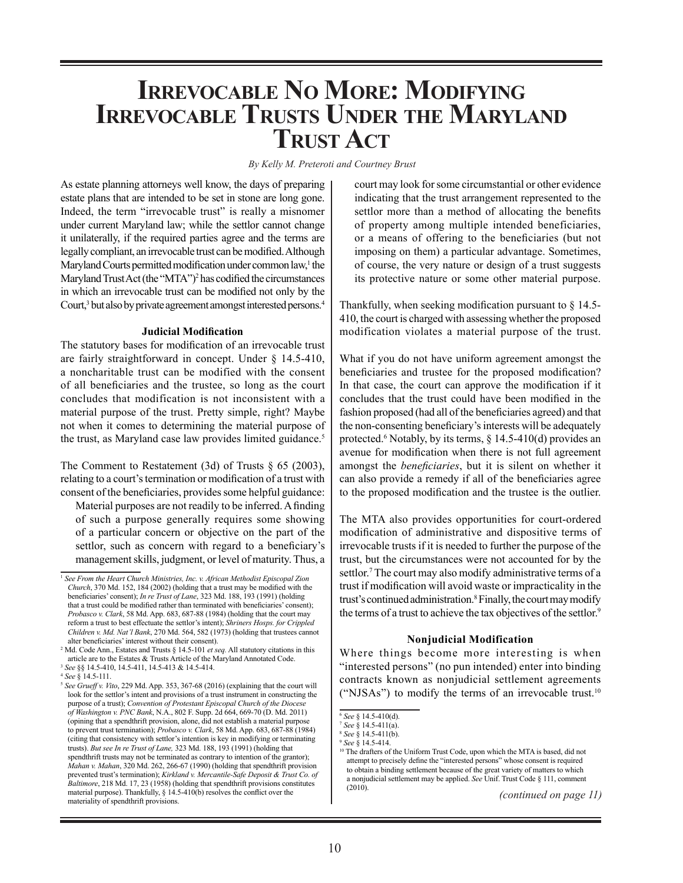# Irrevocable No More: Modifying Irrevocable Trusts Under the Maryland Trust Act

*By Kelly M. Preteroti and Courtney Brust*

As estate planning attorneys well know, the days of preparing estate plans that are intended to be set in stone are long gone. Indeed, the term "irrevocable trust" is really a misnomer under current Maryland law; while the settlor cannot change it unilaterally, if the required parties agree and the terms are legally compliant, an irrevocable trust can be modified. Although Maryland Courts permitted modification under common law,[1] the Maryland Trust Act (the "MTA")[2] has codified the circumstances in which an irrevocable trust can be modified not only by the Court,[3] but also by private agreement amongst interested persons.[4]

### Judicial Modification

The statutory bases for modification of an irrevocable trust are fairly straightforward in concept. Under § 14.5-410, a noncharitable trust can be modified with the consent of all beneficiaries and the trustee, so long as the court concludes that modification is not inconsistent with a material purpose of the trust. Pretty simple, right? Maybe not when it comes to determining the material purpose of the trust, as Maryland case law provides limited guidance.[5]

The Comment to Restatement (3d) of Trusts § 65 (2003), relating to a court's termination or modification of a trust with consent of the beneficiaries, provides some helpful guidance:

> Material purposes are not readily to be inferred. A finding of such a purpose generally requires some showing of a particular concern or objective on the part of the settlor, such as concern with regard to a beneficiary's management skills, judgment, or level of maturity. Thus, a court may look for some circumstantial or other evidence indicating that the trust arrangement represented to the settlor more than a method of allocating the benefits of property among multiple intended beneficiaries, or a means of offering to the beneficiaries (but not imposing on them) a particular advantage. Sometimes, of course, the very nature or design of a trust suggests its protective nature or some other material purpose.

Thankfully, when seeking modification pursuant to § 14.5-410, the court is charged with assessing whether the proposed modification violates a material purpose of the trust.

What if you do not have uniform agreement amongst the beneficiaries and trustee for the proposed modification? In that case, the court can approve the modification if it concludes that the trust could have been modified in the fashion proposed (had all of the beneficiaries agreed) and that the non-consenting beneficiary's interests will be adequately protected.[6] Notably, by its terms, § 14.5-410(d) provides an avenue for modification when there is not full agreement amongst the *beneficiaries*, but it is silent on whether it can also provide a remedy if all of the beneficiaries agree to the proposed modification and the trustee is the outlier.

The MTA also provides opportunities for court-ordered modification of administrative and dispositive terms of irrevocable trusts if it is needed to further the purpose of the trust, but the circumstances were not accounted for by the settlor.[7] The court may also modify administrative terms of a trust if modification will avoid waste or impracticality in the trust's continued administration.[8] Finally, the court may modify the terms of a trust to achieve the tax objectives of the settlor.[9]

### Nonjudicial Modification

Where things become more interesting is when "interested persons" (no pun intended) enter into binding contracts known as nonjudicial settlement agreements ("NJSAs") to modify the terms of an irrevocable trust.[10]

*(continued on page 11)*

---

[1] *See From the Heart Church Ministries, Inc. v. African Methodist Episcopal Zion Church*, 370 Md. 152, 184 (2002) (holding that a trust may be modified with the beneficiaries' consent); *In re Trust of Lane*, 323 Md. 188, 193 (1991) (holding that a trust could be modified rather than terminated with beneficiaries' consent); *Probasco v. Clark*, 58 Md. App. 683, 687-88 (1984) (holding that the court may reform a trust to best effectuate the settlor's intent); *Shriners Hosps. for Crippled Children v. Md. Nat'l Bank*, 270 Md. 564, 582 (1973) (holding that trustees cannot alter beneficiaries' interest without their consent).

[2] Md. Code Ann., Estates and Trusts § 14.5-101 *et seq.* All statutory citations in this article are to the Estates & Trusts Article of the Maryland Annotated Code.

[3] *See* §§ 14.5-410, 14.5-411, 14.5-413 & 14.5-414.

[4] *See* § 14.5-111.

[5] *See Grueff v. Vito*, 229 Md. App. 353, 367-68 (2016) (explaining that the court will look for the settlor's intent and provisions of a trust instrument in constructing the purpose of a trust); *Convention of Protestant Episcopal Church of the Diocese of Washington v. PNC Bank*, N.A., 802 F. Supp. 2d 664, 669-70 (D. Md. 2011) (opining that a spendthrift provision, alone, did not establish a material purpose to prevent trust termination); *Probasco v. Clark*, 58 Md. App. 683, 687-88 (1984) (citing that consistency with settlor's intention is key in modifying or terminating trusts). *But see In re Trust of Lane,* 323 Md. 188, 193 (1991) (holding that spendthrift trusts may not be terminated as contrary to intention of the grantor); *Mahan v. Mahan*, 320 Md. 262, 266-67 (1990) (holding that spendthrift provision prevented trust's termination); *Kirkland v. Mercantile-Safe Deposit & Trust Co. of Baltimore*, 218 Md. 17, 23 (1958) (holding that spendthrift provisions constitutes material purpose). Thankfully, § 14.5-410(b) resolves the conflict over the materiality of spendthrift provisions.

[6] *See* § 14.5-410(d).

[7] *See* § 14.5-411(a).

[8] *See* § 14.5-411(b).

[9] *See* § 14.5-414.

[10] The drafters of the Uniform Trust Code, upon which the MTA is based, did not attempt to precisely define the "interested persons" whose consent is required to obtain a binding settlement because of the great variety of matters to which a nonjudicial settlement may be applied. *See* Unif. Trust Code § 111, comment (2010).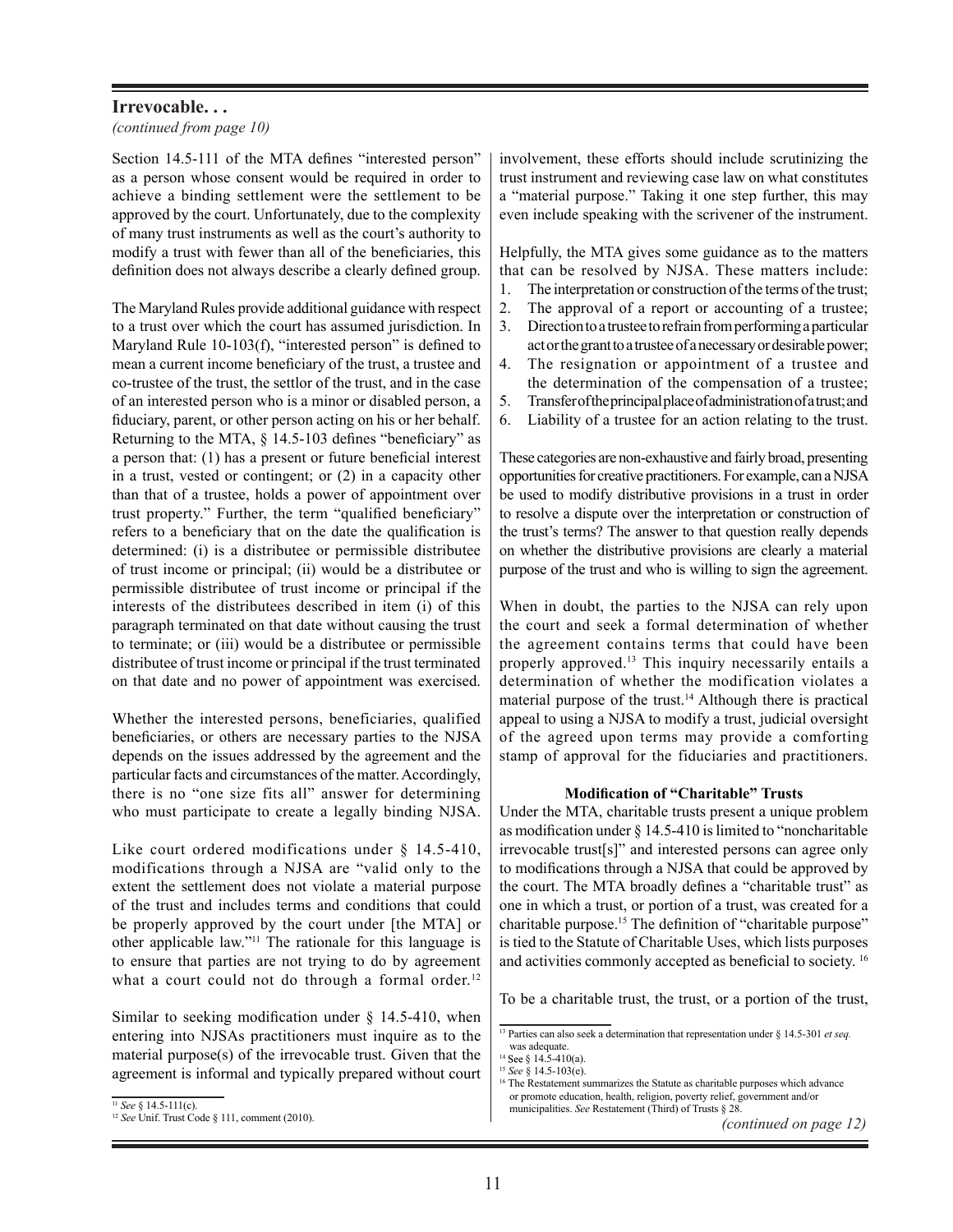## Irrevocable. . .

*(continued from page 10)*

Section 14.5-111 of the MTA defines "interested person" as a person whose consent would be required in order to achieve a binding settlement were the settlement to be approved by the court. Unfortunately, due to the complexity of many trust instruments as well as the court's authority to modify a trust with fewer than all of the beneficiaries, this definition does not always describe a clearly defined group.

The Maryland Rules provide additional guidance with respect to a trust over which the court has assumed jurisdiction. In Maryland Rule 10-103(f), "interested person" is defined to mean a current income beneficiary of the trust, a trustee and co-trustee of the trust, the settlor of the trust, and in the case of an interested person who is a minor or disabled person, a fiduciary, parent, or other person acting on his or her behalf. Returning to the MTA, § 14.5-103 defines "beneficiary" as a person that: (1) has a present or future beneficial interest in a trust, vested or contingent; or (2) in a capacity other than that of a trustee, holds a power of appointment over trust property." Further, the term "qualified beneficiary" refers to a beneficiary that on the date the qualification is determined: (i) is a distributee or permissible distributee of trust income or principal; (ii) would be a distributee or permissible distributee of trust income or principal if the interests of the distributees described in item (i) of this paragraph terminated on that date without causing the trust to terminate; or (iii) would be a distributee or permissible distributee of trust income or principal if the trust terminated on that date and no power of appointment was exercised.

Whether the interested persons, beneficiaries, qualified beneficiaries, or others are necessary parties to the NJSA depends on the issues addressed by the agreement and the particular facts and circumstances of the matter. Accordingly, there is no "one size fits all" answer for determining who must participate to create a legally binding NJSA.

Like court ordered modifications under § 14.5-410, modifications through a NJSA are "valid only to the extent the settlement does not violate a material purpose of the trust and includes terms and conditions that could be properly approved by the court under [the MTA] or other applicable law."[11] The rationale for this language is to ensure that parties are not trying to do by agreement what a court could not do through a formal order.[12]

Similar to seeking modification under § 14.5-410, when entering into NJSAs practitioners must inquire as to the material purpose(s) of the irrevocable trust. Given that the agreement is informal and typically prepared without court involvement, these efforts should include scrutinizing the trust instrument and reviewing case law on what constitutes a "material purpose." Taking it one step further, this may even include speaking with the scrivener of the instrument.

Helpfully, the MTA gives some guidance as to the matters that can be resolved by NJSA. These matters include:

1. The interpretation or construction of the terms of the trust;
2. The approval of a report or accounting of a trustee;
3. Direction to a trustee to refrain from performing a particular act or the grant to a trustee of a necessary or desirable power;
4. The resignation or appointment of a trustee and the determination of the compensation of a trustee;
5. Transfer of the principal place of administration of a trust; and
6. Liability of a trustee for an action relating to the trust.

These categories are non-exhaustive and fairly broad, presenting opportunities for creative practitioners. For example, can a NJSA be used to modify distributive provisions in a trust in order to resolve a dispute over the interpretation or construction of the trust's terms? The answer to that question really depends on whether the distributive provisions are clearly a material purpose of the trust and who is willing to sign the agreement.

When in doubt, the parties to the NJSA can rely upon the court and seek a formal determination of whether the agreement contains terms that could have been properly approved.[13] This inquiry necessarily entails a determination of whether the modification violates a material purpose of the trust.[14] Although there is practical appeal to using a NJSA to modify a trust, judicial oversight of the agreed upon terms may provide a comforting stamp of approval for the fiduciaries and practitioners.

### Modification of "Charitable" Trusts

Under the MTA, charitable trusts present a unique problem as modification under § 14.5-410 is limited to "noncharitable irrevocable trust[s]" and interested persons can agree only to modifications through a NJSA that could be approved by the court. The MTA broadly defines a "charitable trust" as one in which a trust, or portion of a trust, was created for a charitable purpose.[15] The definition of "charitable purpose" is tied to the Statute of Charitable Uses, which lists purposes and activities commonly accepted as beneficial to society.[16]

To be a charitable trust, the trust, or a portion of the trust,

*(continued on page 12)*

---

[11] *See* § 14.5-111(c).

[12] *See* Unif. Trust Code § 111, comment (2010).

[13] Parties can also seek a determination that representation under § 14.5-301 *et seq.* was adequate.

[14] See § 14.5-410(a).

[15] *See* § 14.5-103(e).

[16] The Restatement summarizes the Statute as charitable purposes which advance or promote education, health, religion, poverty relief, government and/or municipalities. *See* Restatement (Third) of Trusts § 28.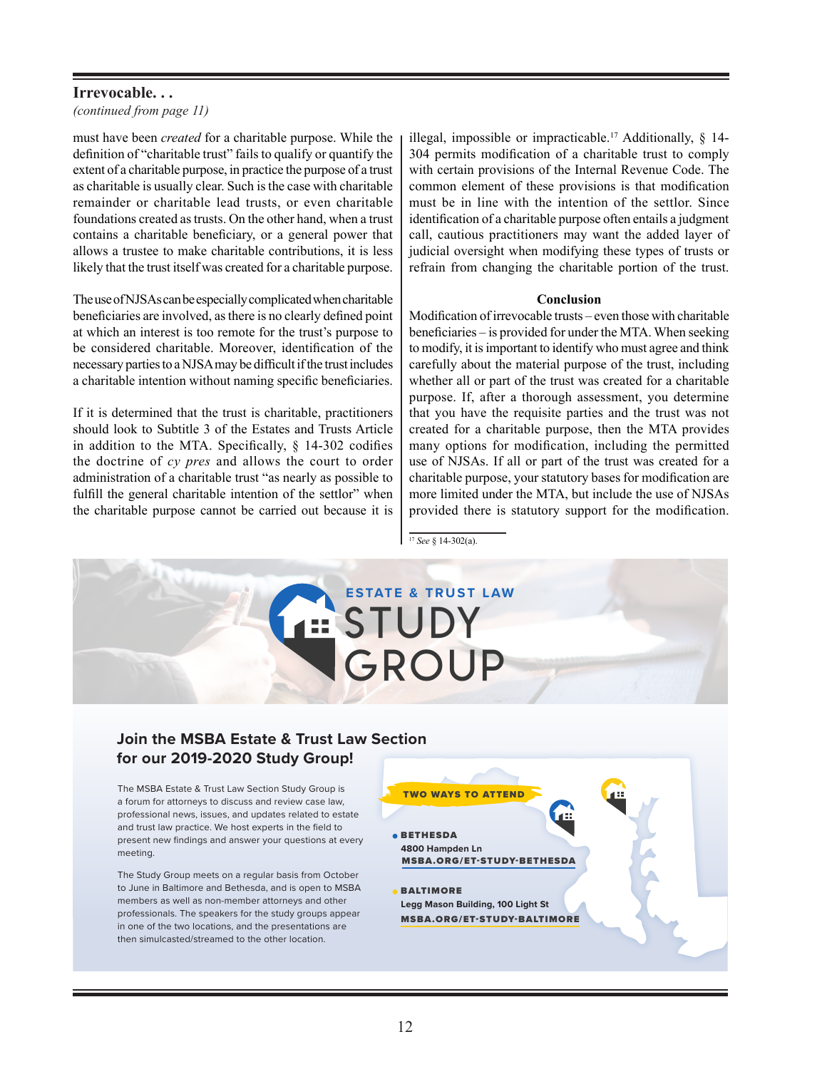## Irrevocable. . .

*(continued from page 11)*

must have been *created* for a charitable purpose. While the definition of "charitable trust" fails to qualify or quantify the extent of a charitable purpose, in practice the purpose of a trust as charitable is usually clear. Such is the case with charitable remainder or charitable lead trusts, or even charitable foundations created as trusts. On the other hand, when a trust contains a charitable beneficiary, or a general power that allows a trustee to make charitable contributions, it is less likely that the trust itself was created for a charitable purpose.

The use of NJSAs can be especially complicated when charitable beneficiaries are involved, as there is no clearly defined point at which an interest is too remote for the trust's purpose to be considered charitable. Moreover, identification of the necessary parties to a NJSA may be difficult if the trust includes a charitable intention without naming specific beneficiaries.

If it is determined that the trust is charitable, practitioners should look to Subtitle 3 of the Estates and Trusts Article in addition to the MTA. Specifically, § 14-302 codifies the doctrine of *cy pres* and allows the court to order administration of a charitable trust "as nearly as possible to fulfill the general charitable intention of the settlor" when the charitable purpose cannot be carried out because it is illegal, impossible or impracticable.[17] Additionally, § 14-304 permits modification of a charitable trust to comply with certain provisions of the Internal Revenue Code. The common element of these provisions is that modification must be in line with the intention of the settlor. Since identification of a charitable purpose often entails a judgment call, cautious practitioners may want the added layer of judicial oversight when modifying these types of trusts or refrain from changing the charitable portion of the trust.

### Conclusion

Modification of irrevocable trusts – even those with charitable beneficiaries – is provided for under the MTA. When seeking to modify, it is important to identify who must agree and think carefully about the material purpose of the trust, including whether all or part of the trust was created for a charitable purpose. If, after a thorough assessment, you determine that you have the requisite parties and the trust was not created for a charitable purpose, then the MTA provides many options for modification, including the permitted use of NJSAs. If all or part of the trust was created for a charitable purpose, your statutory bases for modification are more limited under the MTA, but include the use of NJSAs provided there is statutory support for the modification.

[17] *See* § 14-302(a).

---

ESTATE & TRUST LAW
STUDY GROUP

**Join the MSBA Estate & Trust Law Section for our 2019-2020 Study Group!**

The MSBA Estate & Trust Law Section Study Group is a forum for attorneys to discuss and review case law, professional news, issues, and updates related to estate and trust law practice. We host experts in the field to present new findings and answer your questions at every meeting.

The Study Group meets on a regular basis from October to June in Baltimore and Bethesda, and is open to MSBA members as well as non-member attorneys and other professionals. The speakers for the study groups appear in one of the two locations, and the presentations are then simulcasted/streamed to the other location.

**TWO WAYS TO ATTEND**

- **BETHESDA**
  4800 Hampden Ln
  **MSBA.ORG/ET-STUDY-BETHESDA**
- **BALTIMORE**
  Legg Mason Building, 100 Light St
  **MSBA.ORG/ET-STUDY-BALTIMORE**